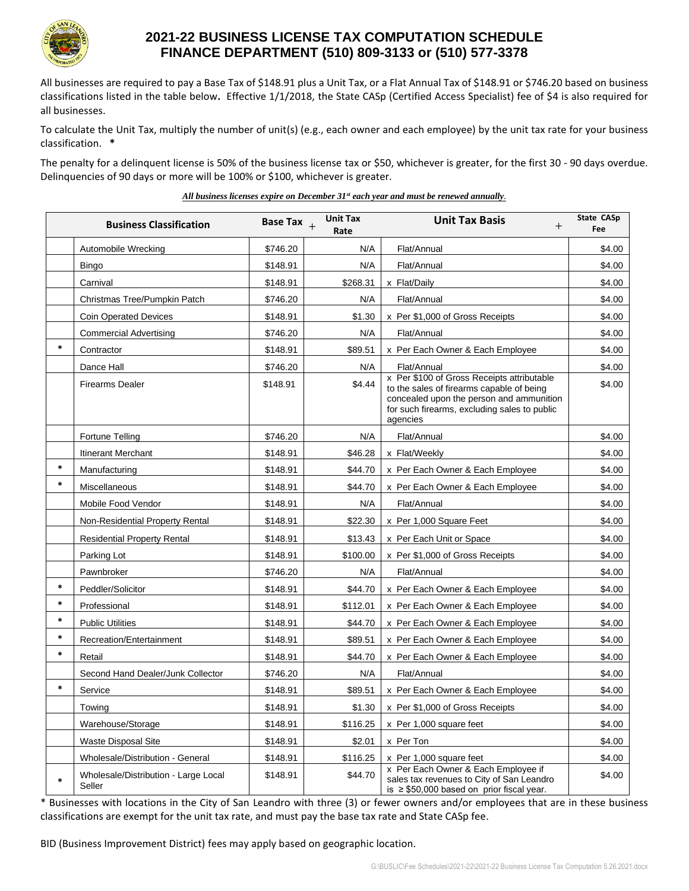# 2021-22 BUSINESS LICENSE TAX COMPUTATION SCHEDULE
## FINANCE DEPARTMENT (510) 809-3133 or (510) 577-3378

All businesses are required to pay a Base Tax of $148.91 plus a Unit Tax, or a Flat Annual Tax of $148.91 or $746.20 based on business classifications listed in the table below**.** Effective 1/1/2018, the State CASp (Certified Access Specialist) fee of $4 is also required for all businesses.

To calculate the Unit Tax, multiply the number of unit(s) (e.g., each owner and each employee) by the unit tax rate for your business classification. **\***

The penalty for a delinquent license is 50% of the business license tax or $50, whichever is greater, for the first 30 - 90 days overdue. Delinquencies of 90 days or more will be 100% or $100, whichever is greater.

***All business licenses expire on December 31st each year and must be renewed annually.***

| | Business Classification | Base Tax + | Unit Tax Rate | Unit Tax Basis + | State CASp Fee |
|---|---|---|---|---|---|
| | Automobile Wrecking | $746.20 | N/A | Flat/Annual | $4.00 |
| | Bingo | $148.91 | N/A | Flat/Annual | $4.00 |
| | Carnival | $148.91 | $268.31 | x Flat/Daily | $4.00 |
| | Christmas Tree/Pumpkin Patch | $746.20 | N/A | Flat/Annual | $4.00 |
| | Coin Operated Devices | $148.91 | $1.30 | x Per $1,000 of Gross Receipts | $4.00 |
| | Commercial Advertising | $746.20 | N/A | Flat/Annual | $4.00 |
| * | Contractor | $148.91 | $89.51 | x Per Each Owner & Each Employee | $4.00 |
| | Dance Hall | $746.20 | N/A | Flat/Annual | $4.00 |
| | Firearms Dealer | $148.91 | $4.44 | x Per $100 of Gross Receipts attributable to the sales of firearms capable of being concealed upon the person and ammunition for such firearms, excluding sales to public agencies | $4.00 |
| | Fortune Telling | $746.20 | N/A | Flat/Annual | $4.00 |
| | Itinerant Merchant | $148.91 | $46.28 | x Flat/Weekly | $4.00 |
| * | Manufacturing | $148.91 | $44.70 | x Per Each Owner & Each Employee | $4.00 |
| * | Miscellaneous | $148.91 | $44.70 | x Per Each Owner & Each Employee | $4.00 |
| | Mobile Food Vendor | $148.91 | N/A | Flat/Annual | $4.00 |
| | Non-Residential Property Rental | $148.91 | $22.30 | x Per 1,000 Square Feet | $4.00 |
| | Residential Property Rental | $148.91 | $13.43 | x Per Each Unit or Space | $4.00 |
| | Parking Lot | $148.91 | $100.00 | x Per $1,000 of Gross Receipts | $4.00 |
| | Pawnbroker | $746.20 | N/A | Flat/Annual | $4.00 |
| * | Peddler/Solicitor | $148.91 | $44.70 | x Per Each Owner & Each Employee | $4.00 |
| * | Professional | $148.91 | $112.01 | x Per Each Owner & Each Employee | $4.00 |
| * | Public Utilities | $148.91 | $44.70 | x Per Each Owner & Each Employee | $4.00 |
| * | Recreation/Entertainment | $148.91 | $89.51 | x Per Each Owner & Each Employee | $4.00 |
| * | Retail | $148.91 | $44.70 | x Per Each Owner & Each Employee | $4.00 |
| | Second Hand Dealer/Junk Collector | $746.20 | N/A | Flat/Annual | $4.00 |
| * | Service | $148.91 | $89.51 | x Per Each Owner & Each Employee | $4.00 |
| | Towing | $148.91 | $1.30 | x Per $1,000 of Gross Receipts | $4.00 |
| | Warehouse/Storage | $148.91 | $116.25 | x Per 1,000 square feet | $4.00 |
| | Waste Disposal Site | $148.91 | $2.01 | x Per Ton | $4.00 |
| | Wholesale/Distribution - General | $148.91 | $116.25 | x Per 1,000 square feet | $4.00 |
| * | Wholesale/Distribution - Large Local Seller | $148.91 | $44.70 | x Per Each Owner & Each Employee if sales tax revenues to City of San Leandro is ≥ $50,000 based on prior fiscal year. | $4.00 |

\* Businesses with locations in the City of San Leandro with three (3) or fewer owners and/or employees that are in these business classifications are exempt for the unit tax rate, and must pay the base tax rate and State CASp fee.

BID (Business Improvement District) fees may apply based on geographic location.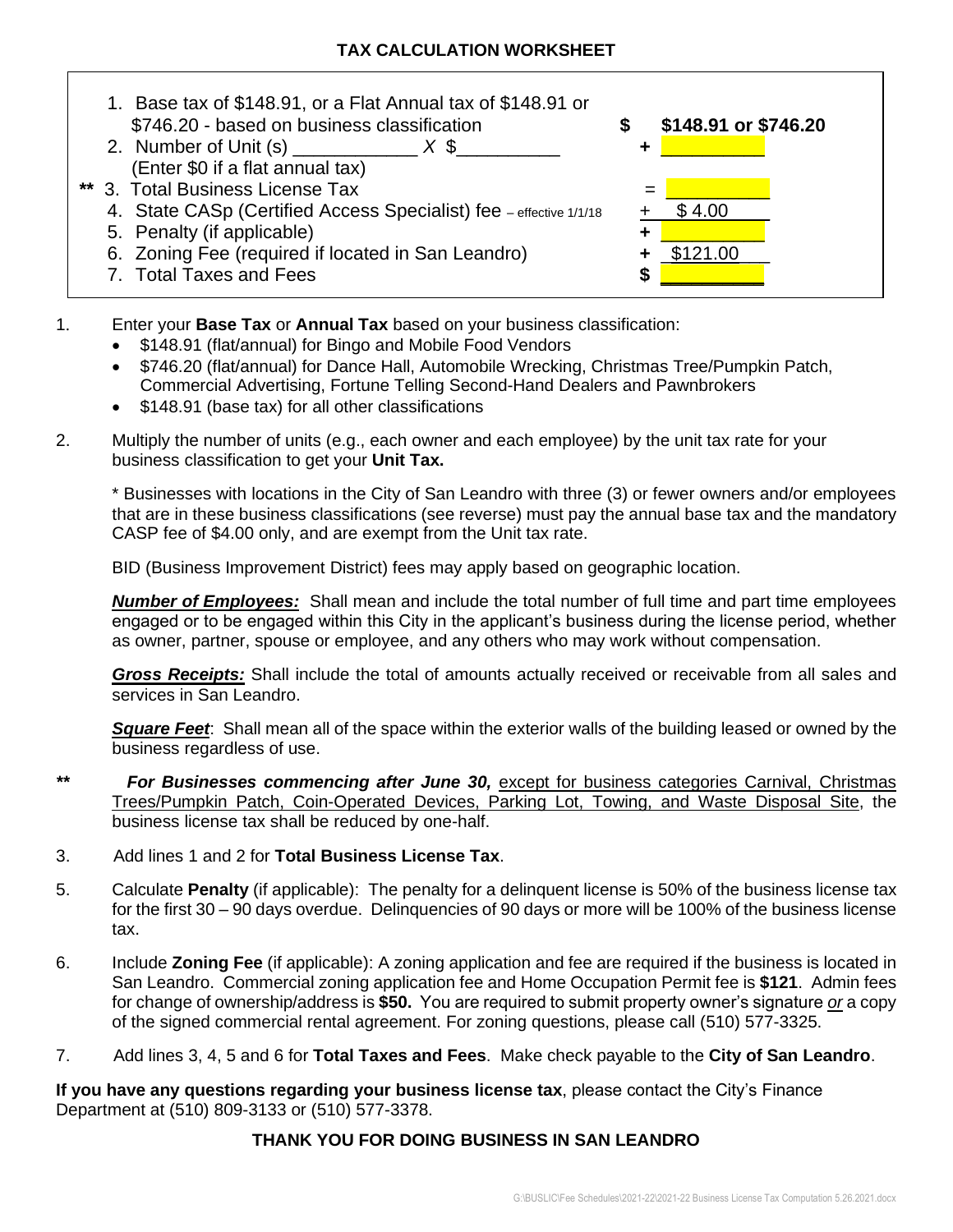## TAX CALCULATION WORKSHEET

| | | |
|---|---|---|
| 1. Base tax of $148.91, or a Flat Annual tax of $148.91 or $746.20 - based on business classification | $ | **$148.91 or $746.20** |
| 2. Number of Unit (s) ____________ X $__________ (Enter $0 if a flat annual tax) | + | ________ |
| ** 3. Total Business License Tax | = | ________ |
| 4. State CASp (Certified Access Specialist) fee – effective 1/1/18 | + | $ 4.00 |
| 5. Penalty (if applicable) | + | ________ |
| 6. Zoning Fee (required if located in San Leandro) | + | $121.00 |
| 7. Total Taxes and Fees | $ | ________ |

1. Enter your **Base Tax** or **Annual Tax** based on your business classification:
   - $148.91 (flat/annual) for Bingo and Mobile Food Vendors
   - $746.20 (flat/annual) for Dance Hall, Automobile Wrecking, Christmas Tree/Pumpkin Patch, Commercial Advertising, Fortune Telling Second-Hand Dealers and Pawnbrokers
   - $148.91 (base tax) for all other classifications

2. Multiply the number of units (e.g., each owner and each employee) by the unit tax rate for your business classification to get your **Unit Tax.**

   * Businesses with locations in the City of San Leandro with three (3) or fewer owners and/or employees that are in these business classifications (see reverse) must pay the annual base tax and the mandatory CASP fee of $4.00 only, and are exempt from the Unit tax rate.

   BID (Business Improvement District) fees may apply based on geographic location.

   ***Number of Employees:*** Shall mean and include the total number of full time and part time employees engaged or to be engaged within this City in the applicant's business during the license period, whether as owner, partner, spouse or employee, and any others who may work without compensation.

   ***Gross Receipts:*** Shall include the total of amounts actually received or receivable from all sales and services in San Leandro.

   ***Square Feet***: Shall mean all of the space within the exterior walls of the building leased or owned by the business regardless of use.

** ***For Businesses commencing after June 30,*** except for business categories Carnival, Christmas Trees/Pumpkin Patch, Coin-Operated Devices, Parking Lot, Towing, and Waste Disposal Site, the business license tax shall be reduced by one-half.

3. Add lines 1 and 2 for **Total Business License Tax**.

5. Calculate **Penalty** (if applicable): The penalty for a delinquent license is 50% of the business license tax for the first 30 – 90 days overdue. Delinquencies of 90 days or more will be 100% of the business license tax.

6. Include **Zoning Fee** (if applicable): A zoning application and fee are required if the business is located in San Leandro. Commercial zoning application fee and Home Occupation Permit fee is **$121**. Admin fees for change of ownership/address is **$50.** You are required to submit property owner's signature *or* a copy of the signed commercial rental agreement. For zoning questions, please call (510) 577-3325.

7. Add lines 3, 4, 5 and 6 for **Total Taxes and Fees**. Make check payable to the **City of San Leandro**.

**If you have any questions regarding your business license tax**, please contact the City's Finance Department at (510) 809-3133 or (510) 577-3378.

**THANK YOU FOR DOING BUSINESS IN SAN LEANDRO**

G:\BUSLIC\Fee Schedules\2021-22\2021-22 Business License Tax Computation 5.26.2021.docx